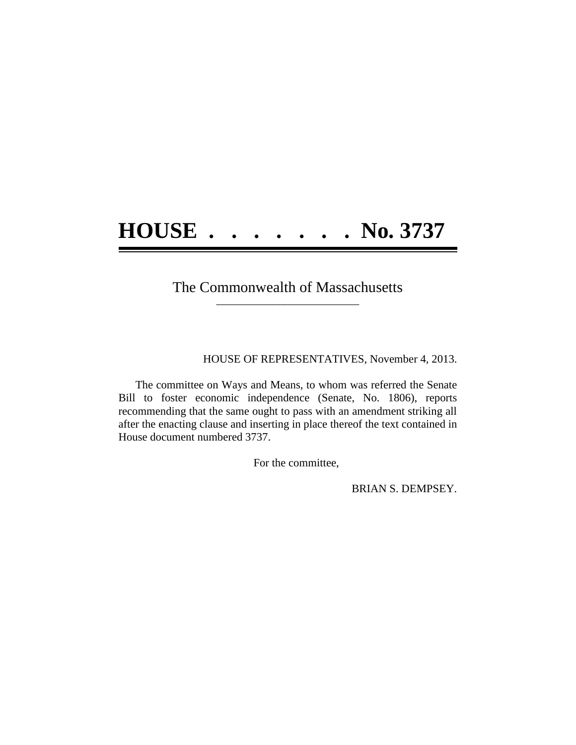# HOUSE . . . . . . . . No. 3737

The Commonwealth of Massachusetts

---

HOUSE OF REPRESENTATIVES, November 4, 2013.

The committee on Ways and Means, to whom was referred the Senate Bill to foster economic independence (Senate, No. 1806), reports recommending that the same ought to pass with an amendment striking all after the enacting clause and inserting in place thereof the text contained in House document numbered 3737.

For the committee,

BRIAN S. DEMPSEY.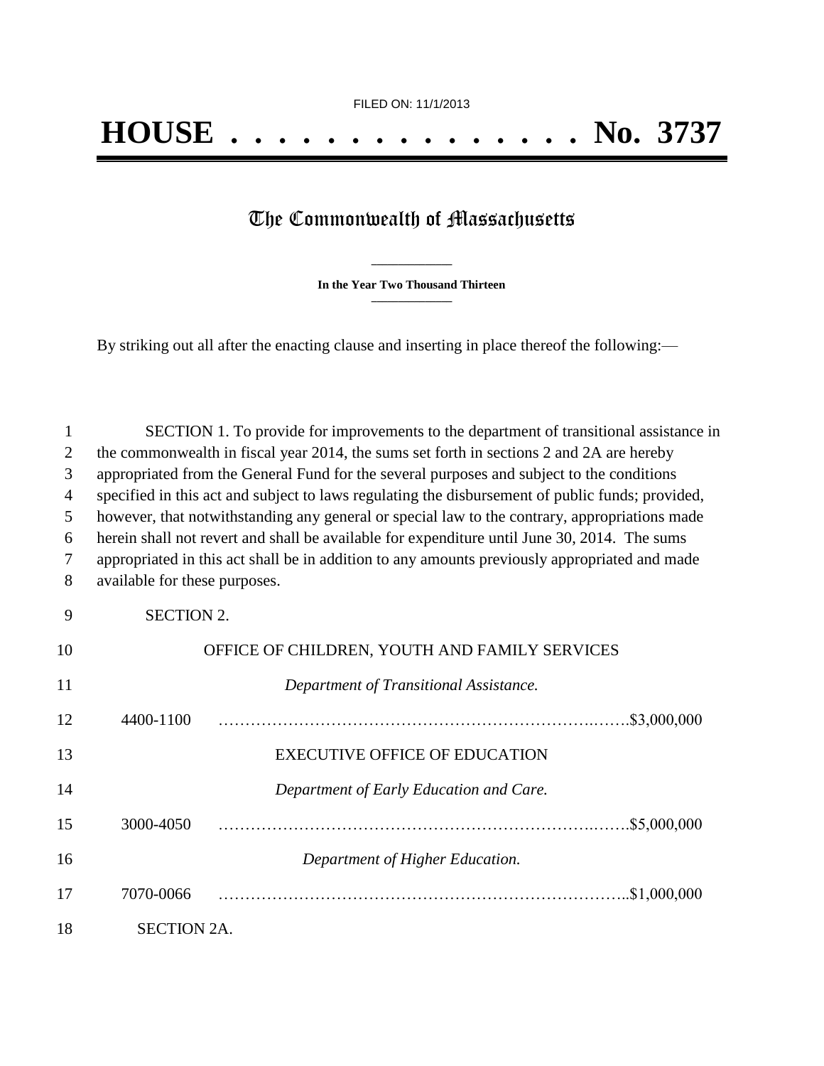FILED ON: 11/1/2013

# HOUSE . . . . . . . . . . . . . . . No. 3737

## The Commonwealth of Massachusetts

**In the Year Two Thousand Thirteen**

By striking out all after the enacting clause and inserting in place thereof the following:—

SECTION 1. To provide for improvements to the department of transitional assistance in the commonwealth in fiscal year 2014, the sums set forth in sections 2 and 2A are hereby appropriated from the General Fund for the several purposes and subject to the conditions specified in this act and subject to laws regulating the disbursement of public funds; provided, however, that notwithstanding any general or special law to the contrary, appropriations made herein shall not revert and shall be available for expenditure until June 30, 2014. The sums appropriated in this act shall be in addition to any amounts previously appropriated and made available for these purposes.

SECTION 2.

OFFICE OF CHILDREN, YOUTH AND FAMILY SERVICES

*Department of Transitional Assistance.*

4400-1100 …………………………………………………………….…….$3,000,000

EXECUTIVE OFFICE OF EDUCATION

*Department of Early Education and Care.*

3000-4050 …………………………………………………………….…….$5,000,000

*Department of Higher Education.*

7070-0066 ……………………………………………………………….$1,000,000

SECTION 2A.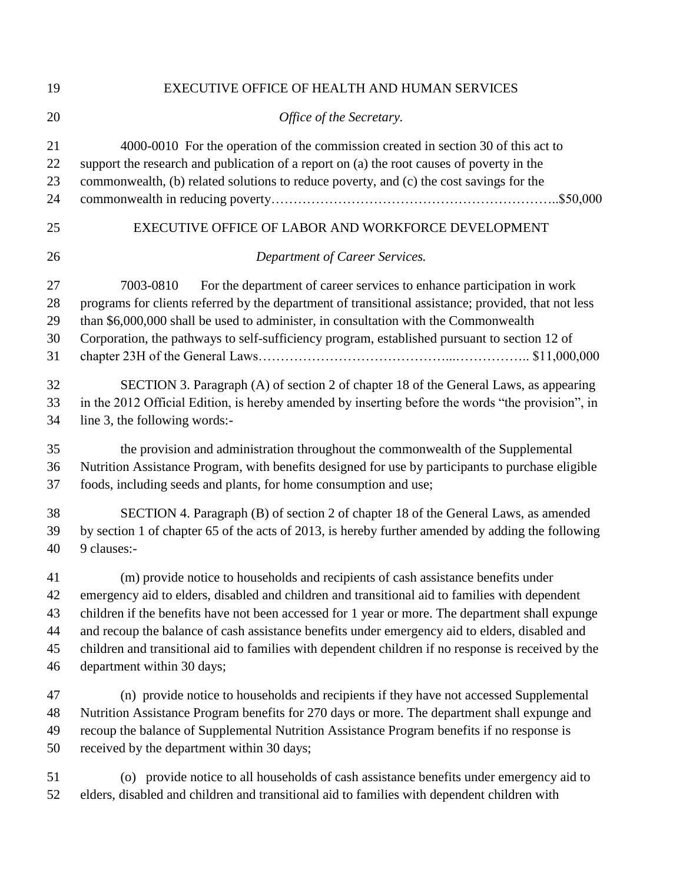EXECUTIVE OFFICE OF HEALTH AND HUMAN SERVICES

*Office of the Secretary.*

4000-0010 For the operation of the commission created in section 30 of this act to support the research and publication of a report on (a) the root causes of poverty in the commonwealth, (b) related solutions to reduce poverty, and (c) the cost savings for the commonwealth in reducing poverty……………………………………………………..$50,000

EXECUTIVE OFFICE OF LABOR AND WORKFORCE DEVELOPMENT

*Department of Career Services.*

7003-0810 For the department of career services to enhance participation in work programs for clients referred by the department of transitional assistance; provided, that not less than $6,000,000 shall be used to administer, in consultation with the Commonwealth Corporation, the pathways to self-sufficiency program, established pursuant to section 12 of chapter 23H of the General Laws…………………………………...…………….. $11,000,000

SECTION 3. Paragraph (A) of section 2 of chapter 18 of the General Laws, as appearing in the 2012 Official Edition, is hereby amended by inserting before the words "the provision", in line 3, the following words:-

the provision and administration throughout the commonwealth of the Supplemental Nutrition Assistance Program, with benefits designed for use by participants to purchase eligible foods, including seeds and plants, for home consumption and use;

SECTION 4. Paragraph (B) of section 2 of chapter 18 of the General Laws, as amended by section 1 of chapter 65 of the acts of 2013, is hereby further amended by adding the following 9 clauses:-

(m) provide notice to households and recipients of cash assistance benefits under emergency aid to elders, disabled and children and transitional aid to families with dependent children if the benefits have not been accessed for 1 year or more. The department shall expunge and recoup the balance of cash assistance benefits under emergency aid to elders, disabled and children and transitional aid to families with dependent children if no response is received by the department within 30 days;

(n) provide notice to households and recipients if they have not accessed Supplemental Nutrition Assistance Program benefits for 270 days or more. The department shall expunge and recoup the balance of Supplemental Nutrition Assistance Program benefits if no response is received by the department within 30 days;

(o) provide notice to all households of cash assistance benefits under emergency aid to elders, disabled and children and transitional aid to families with dependent children with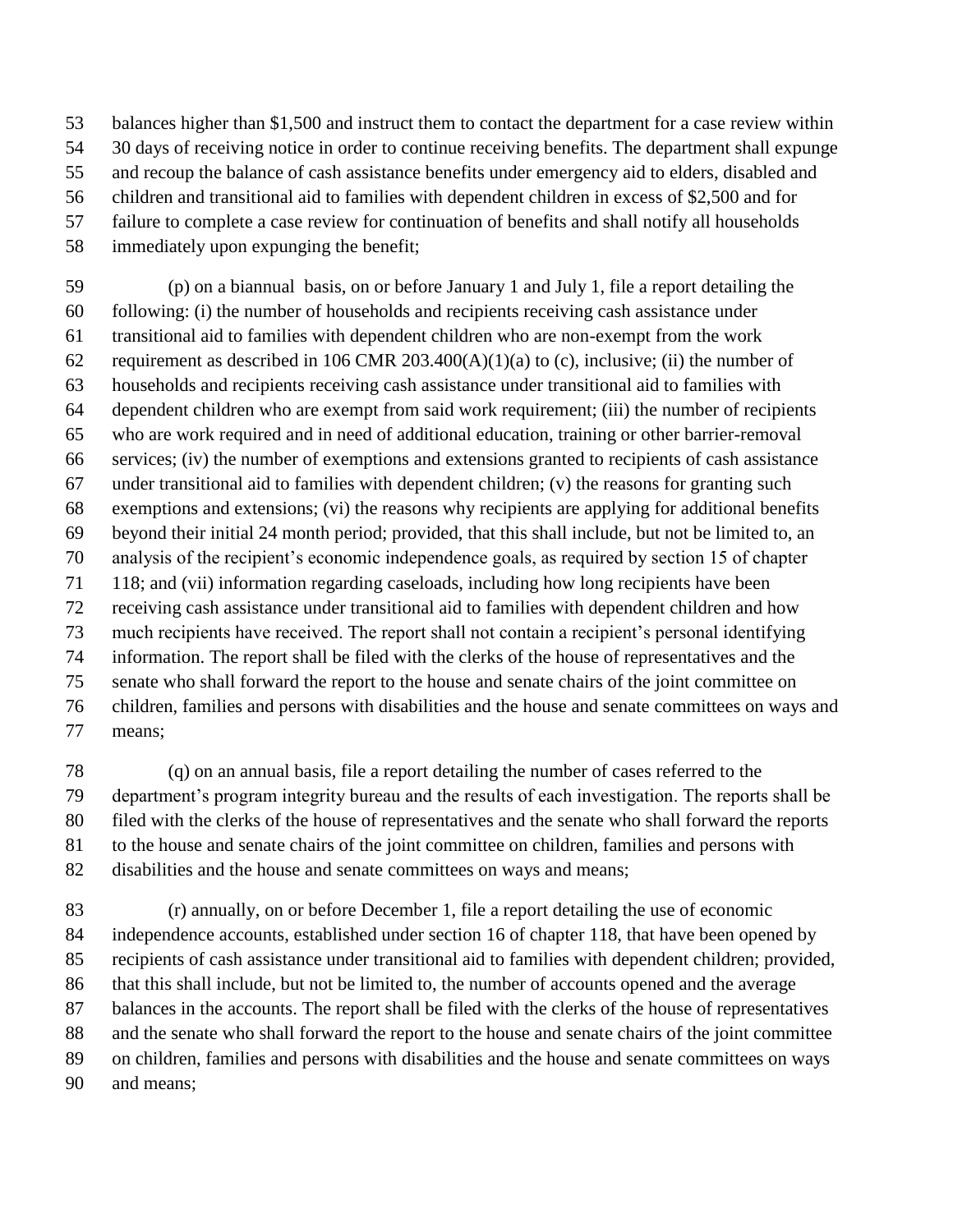balances higher than $1,500 and instruct them to contact the department for a case review within 30 days of receiving notice in order to continue receiving benefits. The department shall expunge and recoup the balance of cash assistance benefits under emergency aid to elders, disabled and children and transitional aid to families with dependent children in excess of $2,500 and for failure to complete a case review for continuation of benefits and shall notify all households immediately upon expunging the benefit;

(p) on a biannual basis, on or before January 1 and July 1, file a report detailing the following: (i) the number of households and recipients receiving cash assistance under transitional aid to families with dependent children who are non-exempt from the work requirement as described in 106 CMR 203.400(A)(1)(a) to (c), inclusive; (ii) the number of households and recipients receiving cash assistance under transitional aid to families with dependent children who are exempt from said work requirement; (iii) the number of recipients who are work required and in need of additional education, training or other barrier-removal services; (iv) the number of exemptions and extensions granted to recipients of cash assistance under transitional aid to families with dependent children; (v) the reasons for granting such exemptions and extensions; (vi) the reasons why recipients are applying for additional benefits beyond their initial 24 month period; provided, that this shall include, but not be limited to, an analysis of the recipient's economic independence goals, as required by section 15 of chapter 118; and (vii) information regarding caseloads, including how long recipients have been receiving cash assistance under transitional aid to families with dependent children and how much recipients have received. The report shall not contain a recipient's personal identifying information. The report shall be filed with the clerks of the house of representatives and the senate who shall forward the report to the house and senate chairs of the joint committee on children, families and persons with disabilities and the house and senate committees on ways and means;

(q) on an annual basis, file a report detailing the number of cases referred to the department's program integrity bureau and the results of each investigation. The reports shall be filed with the clerks of the house of representatives and the senate who shall forward the reports to the house and senate chairs of the joint committee on children, families and persons with disabilities and the house and senate committees on ways and means;

(r) annually, on or before December 1, file a report detailing the use of economic independence accounts, established under section 16 of chapter 118, that have been opened by recipients of cash assistance under transitional aid to families with dependent children; provided, that this shall include, but not be limited to, the number of accounts opened and the average balances in the accounts. The report shall be filed with the clerks of the house of representatives and the senate who shall forward the report to the house and senate chairs of the joint committee on children, families and persons with disabilities and the house and senate committees on ways and means;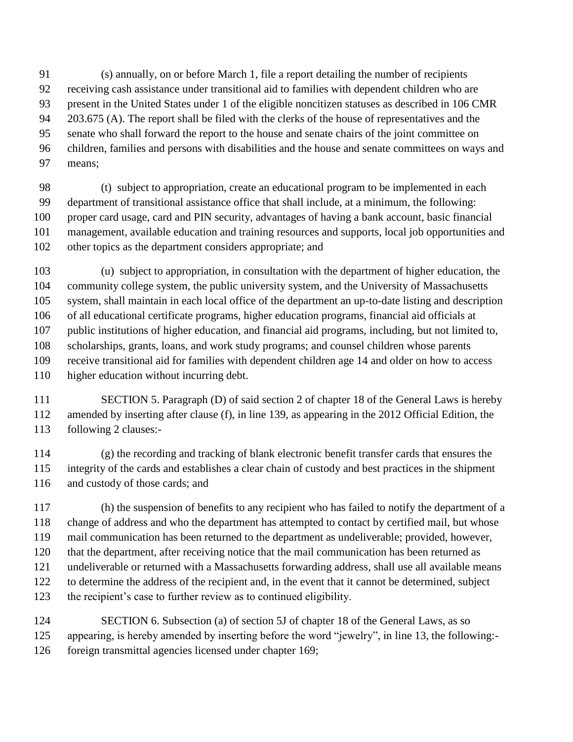(s) annually, on or before March 1, file a report detailing the number of recipients receiving cash assistance under transitional aid to families with dependent children who are present in the United States under 1 of the eligible noncitizen statuses as described in 106 CMR 203.675 (A). The report shall be filed with the clerks of the house of representatives and the senate who shall forward the report to the house and senate chairs of the joint committee on children, families and persons with disabilities and the house and senate committees on ways and means;

(t) subject to appropriation, create an educational program to be implemented in each department of transitional assistance office that shall include, at a minimum, the following: proper card usage, card and PIN security, advantages of having a bank account, basic financial management, available education and training resources and supports, local job opportunities and other topics as the department considers appropriate; and

(u) subject to appropriation, in consultation with the department of higher education, the community college system, the public university system, and the University of Massachusetts system, shall maintain in each local office of the department an up-to-date listing and description of all educational certificate programs, higher education programs, financial aid officials at public institutions of higher education, and financial aid programs, including, but not limited to, scholarships, grants, loans, and work study programs; and counsel children whose parents receive transitional aid for families with dependent children age 14 and older on how to access higher education without incurring debt.

SECTION 5. Paragraph (D) of said section 2 of chapter 18 of the General Laws is hereby amended by inserting after clause (f), in line 139, as appearing in the 2012 Official Edition, the following 2 clauses:-

(g) the recording and tracking of blank electronic benefit transfer cards that ensures the integrity of the cards and establishes a clear chain of custody and best practices in the shipment and custody of those cards; and

(h) the suspension of benefits to any recipient who has failed to notify the department of a change of address and who the department has attempted to contact by certified mail, but whose mail communication has been returned to the department as undeliverable; provided, however, that the department, after receiving notice that the mail communication has been returned as undeliverable or returned with a Massachusetts forwarding address, shall use all available means to determine the address of the recipient and, in the event that it cannot be determined, subject the recipient's case to further review as to continued eligibility.

SECTION 6. Subsection (a) of section 5J of chapter 18 of the General Laws, as so appearing, is hereby amended by inserting before the word "jewelry", in line 13, the following:- foreign transmittal agencies licensed under chapter 169;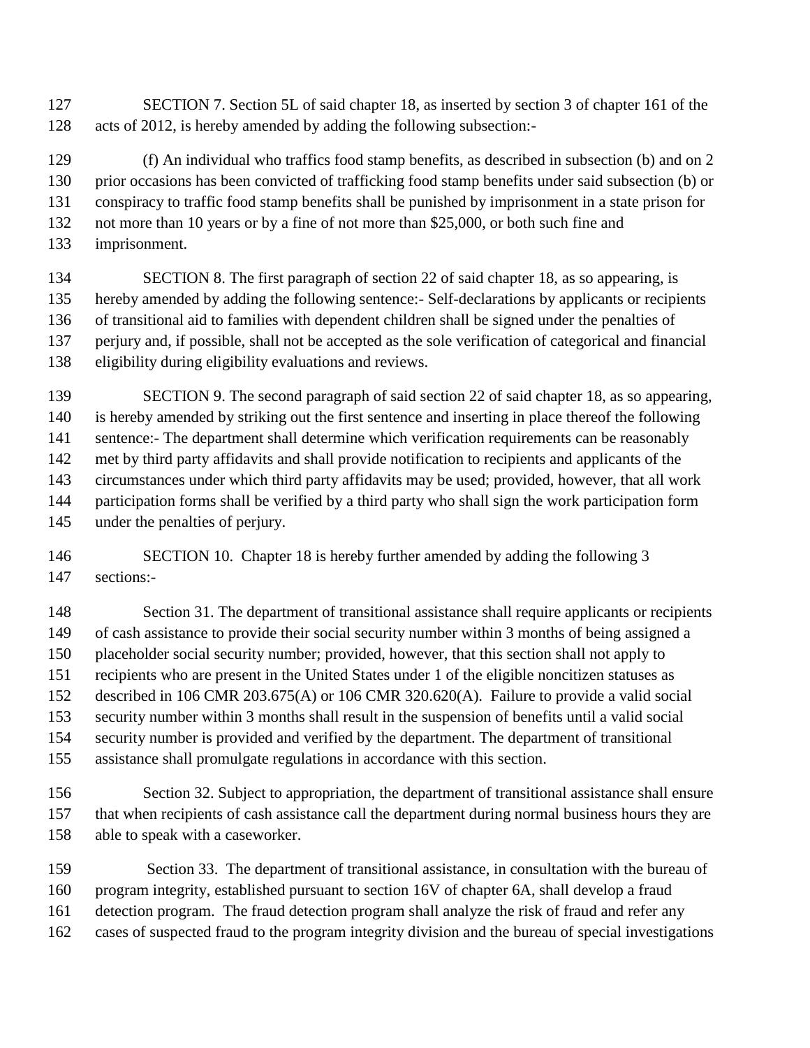SECTION 7. Section 5L of said chapter 18, as inserted by section 3 of chapter 161 of the acts of 2012, is hereby amended by adding the following subsection:-

(f) An individual who traffics food stamp benefits, as described in subsection (b) and on 2 prior occasions has been convicted of trafficking food stamp benefits under said subsection (b) or conspiracy to traffic food stamp benefits shall be punished by imprisonment in a state prison for not more than 10 years or by a fine of not more than $25,000, or both such fine and imprisonment.

SECTION 8. The first paragraph of section 22 of said chapter 18, as so appearing, is hereby amended by adding the following sentence:- Self-declarations by applicants or recipients of transitional aid to families with dependent children shall be signed under the penalties of perjury and, if possible, shall not be accepted as the sole verification of categorical and financial eligibility during eligibility evaluations and reviews.

SECTION 9. The second paragraph of said section 22 of said chapter 18, as so appearing, is hereby amended by striking out the first sentence and inserting in place thereof the following sentence:- The department shall determine which verification requirements can be reasonably met by third party affidavits and shall provide notification to recipients and applicants of the circumstances under which third party affidavits may be used; provided, however, that all work participation forms shall be verified by a third party who shall sign the work participation form under the penalties of perjury.

SECTION 10. Chapter 18 is hereby further amended by adding the following 3 sections:-

Section 31. The department of transitional assistance shall require applicants or recipients of cash assistance to provide their social security number within 3 months of being assigned a placeholder social security number; provided, however, that this section shall not apply to recipients who are present in the United States under 1 of the eligible noncitizen statuses as described in 106 CMR 203.675(A) or 106 CMR 320.620(A). Failure to provide a valid social security number within 3 months shall result in the suspension of benefits until a valid social security number is provided and verified by the department. The department of transitional assistance shall promulgate regulations in accordance with this section.

Section 32. Subject to appropriation, the department of transitional assistance shall ensure that when recipients of cash assistance call the department during normal business hours they are able to speak with a caseworker.

Section 33. The department of transitional assistance, in consultation with the bureau of program integrity, established pursuant to section 16V of chapter 6A, shall develop a fraud detection program. The fraud detection program shall analyze the risk of fraud and refer any cases of suspected fraud to the program integrity division and the bureau of special investigations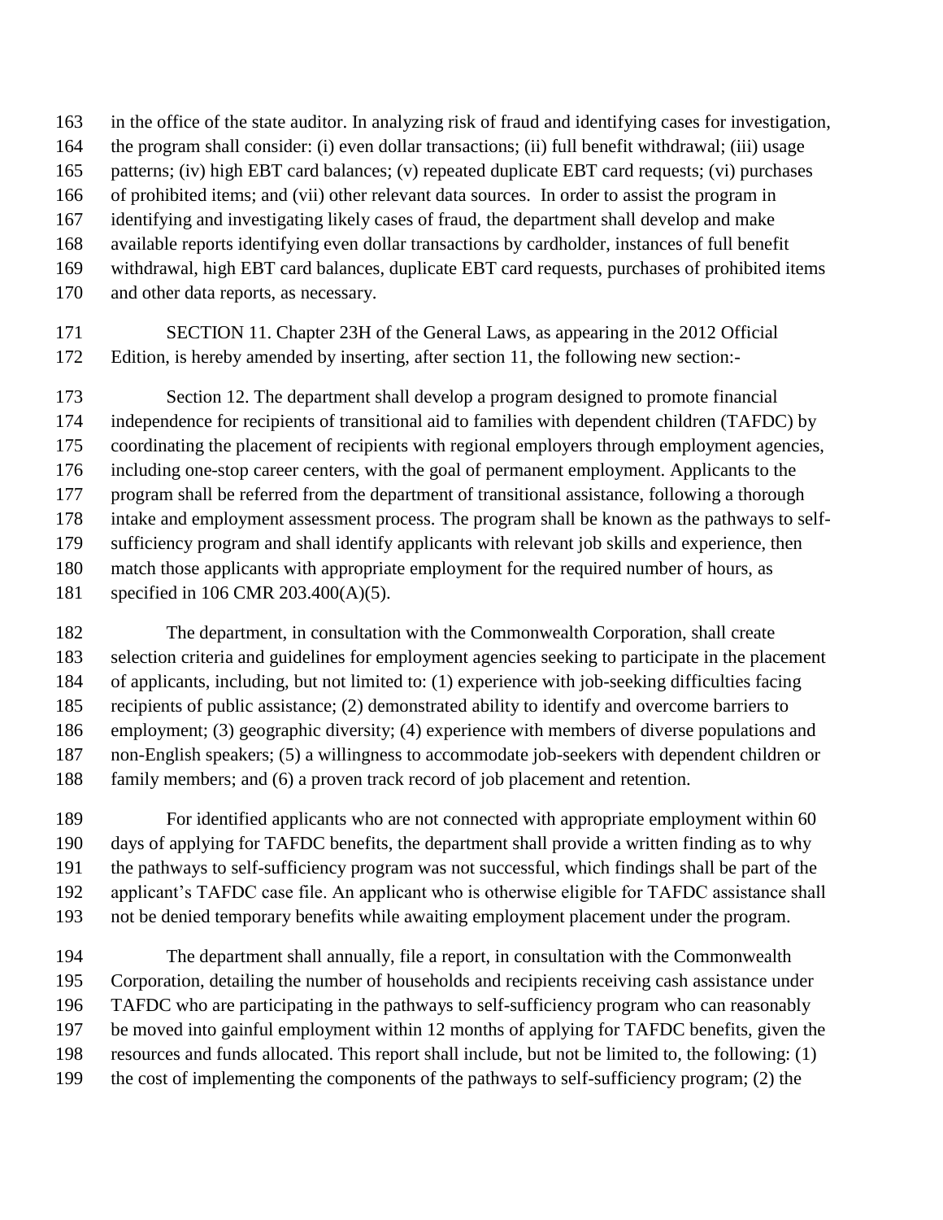in the office of the state auditor. In analyzing risk of fraud and identifying cases for investigation, the program shall consider: (i) even dollar transactions; (ii) full benefit withdrawal; (iii) usage patterns; (iv) high EBT card balances; (v) repeated duplicate EBT card requests; (vi) purchases of prohibited items; and (vii) other relevant data sources. In order to assist the program in identifying and investigating likely cases of fraud, the department shall develop and make available reports identifying even dollar transactions by cardholder, instances of full benefit withdrawal, high EBT card balances, duplicate EBT card requests, purchases of prohibited items and other data reports, as necessary.

SECTION 11. Chapter 23H of the General Laws, as appearing in the 2012 Official Edition, is hereby amended by inserting, after section 11, the following new section:-

Section 12. The department shall develop a program designed to promote financial independence for recipients of transitional aid to families with dependent children (TAFDC) by coordinating the placement of recipients with regional employers through employment agencies, including one-stop career centers, with the goal of permanent employment. Applicants to the program shall be referred from the department of transitional assistance, following a thorough intake and employment assessment process. The program shall be known as the pathways to self-sufficiency program and shall identify applicants with relevant job skills and experience, then match those applicants with appropriate employment for the required number of hours, as specified in 106 CMR 203.400(A)(5).

The department, in consultation with the Commonwealth Corporation, shall create selection criteria and guidelines for employment agencies seeking to participate in the placement of applicants, including, but not limited to: (1) experience with job-seeking difficulties facing recipients of public assistance; (2) demonstrated ability to identify and overcome barriers to employment; (3) geographic diversity; (4) experience with members of diverse populations and non-English speakers; (5) a willingness to accommodate job-seekers with dependent children or family members; and (6) a proven track record of job placement and retention.

For identified applicants who are not connected with appropriate employment within 60 days of applying for TAFDC benefits, the department shall provide a written finding as to why the pathways to self-sufficiency program was not successful, which findings shall be part of the applicant's TAFDC case file. An applicant who is otherwise eligible for TAFDC assistance shall not be denied temporary benefits while awaiting employment placement under the program.

The department shall annually, file a report, in consultation with the Commonwealth Corporation, detailing the number of households and recipients receiving cash assistance under TAFDC who are participating in the pathways to self-sufficiency program who can reasonably be moved into gainful employment within 12 months of applying for TAFDC benefits, given the resources and funds allocated. This report shall include, but not be limited to, the following: (1) the cost of implementing the components of the pathways to self-sufficiency program; (2) the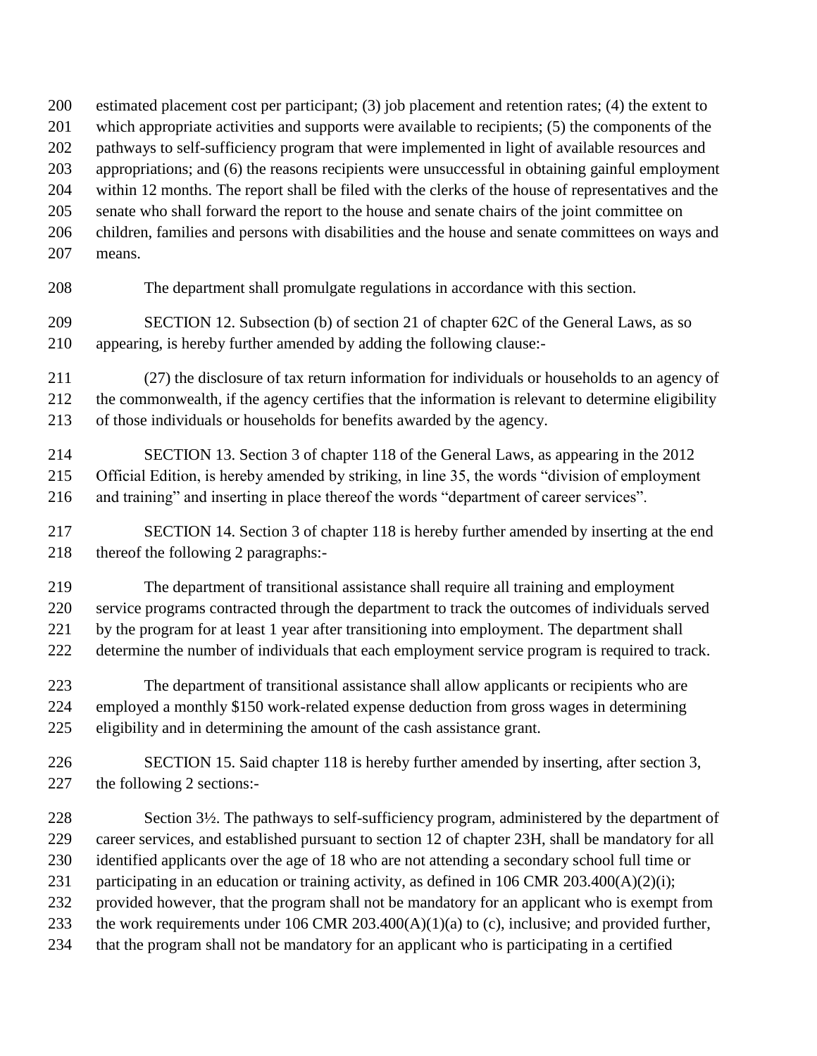estimated placement cost per participant; (3) job placement and retention rates; (4) the extent to which appropriate activities and supports were available to recipients; (5) the components of the pathways to self-sufficiency program that were implemented in light of available resources and appropriations; and (6) the reasons recipients were unsuccessful in obtaining gainful employment within 12 months. The report shall be filed with the clerks of the house of representatives and the senate who shall forward the report to the house and senate chairs of the joint committee on children, families and persons with disabilities and the house and senate committees on ways and means.

The department shall promulgate regulations in accordance with this section.

SECTION 12. Subsection (b) of section 21 of chapter 62C of the General Laws, as so appearing, is hereby further amended by adding the following clause:-

(27) the disclosure of tax return information for individuals or households to an agency of the commonwealth, if the agency certifies that the information is relevant to determine eligibility of those individuals or households for benefits awarded by the agency.

SECTION 13. Section 3 of chapter 118 of the General Laws, as appearing in the 2012 Official Edition, is hereby amended by striking, in line 35, the words "division of employment and training" and inserting in place thereof the words "department of career services".

SECTION 14. Section 3 of chapter 118 is hereby further amended by inserting at the end thereof the following 2 paragraphs:-

The department of transitional assistance shall require all training and employment service programs contracted through the department to track the outcomes of individuals served by the program for at least 1 year after transitioning into employment. The department shall determine the number of individuals that each employment service program is required to track.

The department of transitional assistance shall allow applicants or recipients who are employed a monthly $150 work-related expense deduction from gross wages in determining eligibility and in determining the amount of the cash assistance grant.

SECTION 15. Said chapter 118 is hereby further amended by inserting, after section 3, the following 2 sections:-

Section 3½. The pathways to self-sufficiency program, administered by the department of career services, and established pursuant to section 12 of chapter 23H, shall be mandatory for all identified applicants over the age of 18 who are not attending a secondary school full time or participating in an education or training activity, as defined in 106 CMR 203.400(A)(2)(i); provided however, that the program shall not be mandatory for an applicant who is exempt from the work requirements under 106 CMR 203.400(A)(1)(a) to (c), inclusive; and provided further, that the program shall not be mandatory for an applicant who is participating in a certified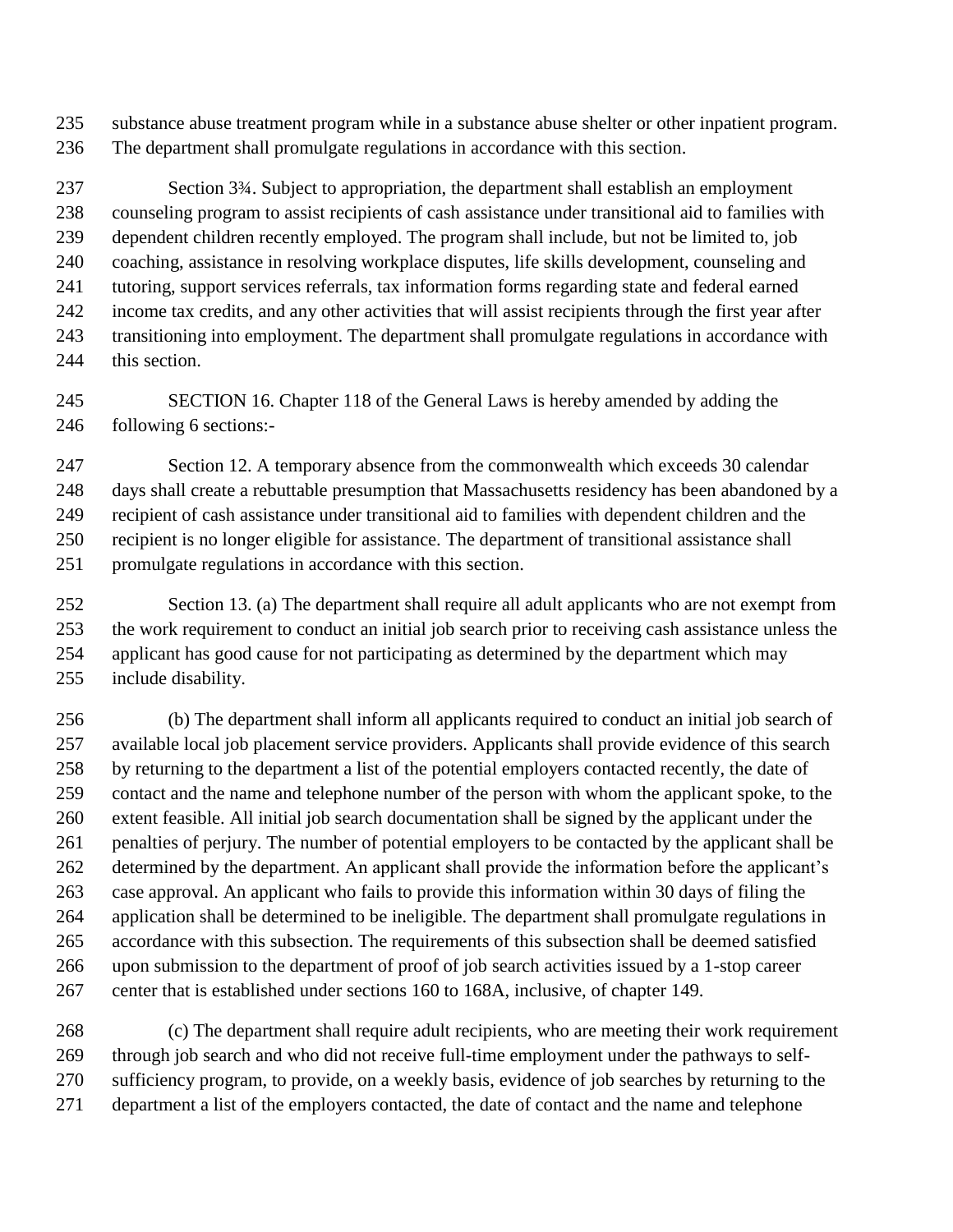substance abuse treatment program while in a substance abuse shelter or other inpatient program. The department shall promulgate regulations in accordance with this section.

Section 3¾. Subject to appropriation, the department shall establish an employment counseling program to assist recipients of cash assistance under transitional aid to families with dependent children recently employed. The program shall include, but not be limited to, job coaching, assistance in resolving workplace disputes, life skills development, counseling and tutoring, support services referrals, tax information forms regarding state and federal earned income tax credits, and any other activities that will assist recipients through the first year after transitioning into employment. The department shall promulgate regulations in accordance with this section.

SECTION 16. Chapter 118 of the General Laws is hereby amended by adding the following 6 sections:-

Section 12. A temporary absence from the commonwealth which exceeds 30 calendar days shall create a rebuttable presumption that Massachusetts residency has been abandoned by a recipient of cash assistance under transitional aid to families with dependent children and the recipient is no longer eligible for assistance. The department of transitional assistance shall promulgate regulations in accordance with this section.

Section 13. (a) The department shall require all adult applicants who are not exempt from the work requirement to conduct an initial job search prior to receiving cash assistance unless the applicant has good cause for not participating as determined by the department which may include disability.

(b) The department shall inform all applicants required to conduct an initial job search of available local job placement service providers. Applicants shall provide evidence of this search by returning to the department a list of the potential employers contacted recently, the date of contact and the name and telephone number of the person with whom the applicant spoke, to the extent feasible. All initial job search documentation shall be signed by the applicant under the penalties of perjury. The number of potential employers to be contacted by the applicant shall be determined by the department. An applicant shall provide the information before the applicant's case approval. An applicant who fails to provide this information within 30 days of filing the application shall be determined to be ineligible. The department shall promulgate regulations in accordance with this subsection. The requirements of this subsection shall be deemed satisfied upon submission to the department of proof of job search activities issued by a 1-stop career center that is established under sections 160 to 168A, inclusive, of chapter 149.

(c) The department shall require adult recipients, who are meeting their work requirement through job search and who did not receive full-time employment under the pathways to self-sufficiency program, to provide, on a weekly basis, evidence of job searches by returning to the department a list of the employers contacted, the date of contact and the name and telephone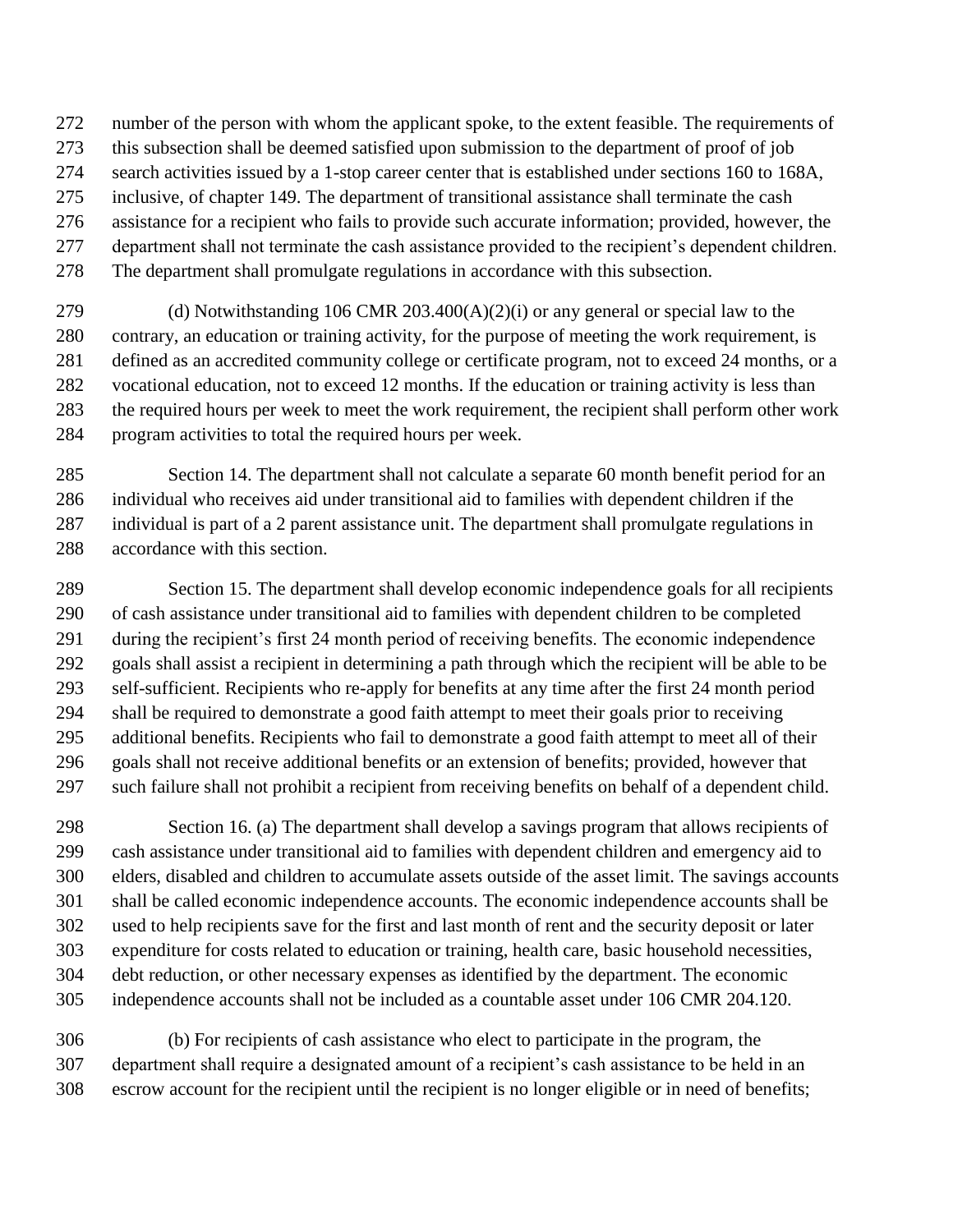number of the person with whom the applicant spoke, to the extent feasible. The requirements of this subsection shall be deemed satisfied upon submission to the department of proof of job search activities issued by a 1-stop career center that is established under sections 160 to 168A, inclusive, of chapter 149. The department of transitional assistance shall terminate the cash assistance for a recipient who fails to provide such accurate information; provided, however, the department shall not terminate the cash assistance provided to the recipient's dependent children. The department shall promulgate regulations in accordance with this subsection.

(d) Notwithstanding 106 CMR 203.400(A)(2)(i) or any general or special law to the contrary, an education or training activity, for the purpose of meeting the work requirement, is defined as an accredited community college or certificate program, not to exceed 24 months, or a vocational education, not to exceed 12 months. If the education or training activity is less than the required hours per week to meet the work requirement, the recipient shall perform other work program activities to total the required hours per week.

Section 14. The department shall not calculate a separate 60 month benefit period for an individual who receives aid under transitional aid to families with dependent children if the individual is part of a 2 parent assistance unit. The department shall promulgate regulations in accordance with this section.

Section 15. The department shall develop economic independence goals for all recipients of cash assistance under transitional aid to families with dependent children to be completed during the recipient's first 24 month period of receiving benefits. The economic independence goals shall assist a recipient in determining a path through which the recipient will be able to be self-sufficient. Recipients who re-apply for benefits at any time after the first 24 month period shall be required to demonstrate a good faith attempt to meet their goals prior to receiving additional benefits. Recipients who fail to demonstrate a good faith attempt to meet all of their goals shall not receive additional benefits or an extension of benefits; provided, however that such failure shall not prohibit a recipient from receiving benefits on behalf of a dependent child.

Section 16. (a) The department shall develop a savings program that allows recipients of cash assistance under transitional aid to families with dependent children and emergency aid to elders, disabled and children to accumulate assets outside of the asset limit. The savings accounts shall be called economic independence accounts. The economic independence accounts shall be used to help recipients save for the first and last month of rent and the security deposit or later expenditure for costs related to education or training, health care, basic household necessities, debt reduction, or other necessary expenses as identified by the department. The economic independence accounts shall not be included as a countable asset under 106 CMR 204.120.

(b) For recipients of cash assistance who elect to participate in the program, the department shall require a designated amount of a recipient's cash assistance to be held in an escrow account for the recipient until the recipient is no longer eligible or in need of benefits;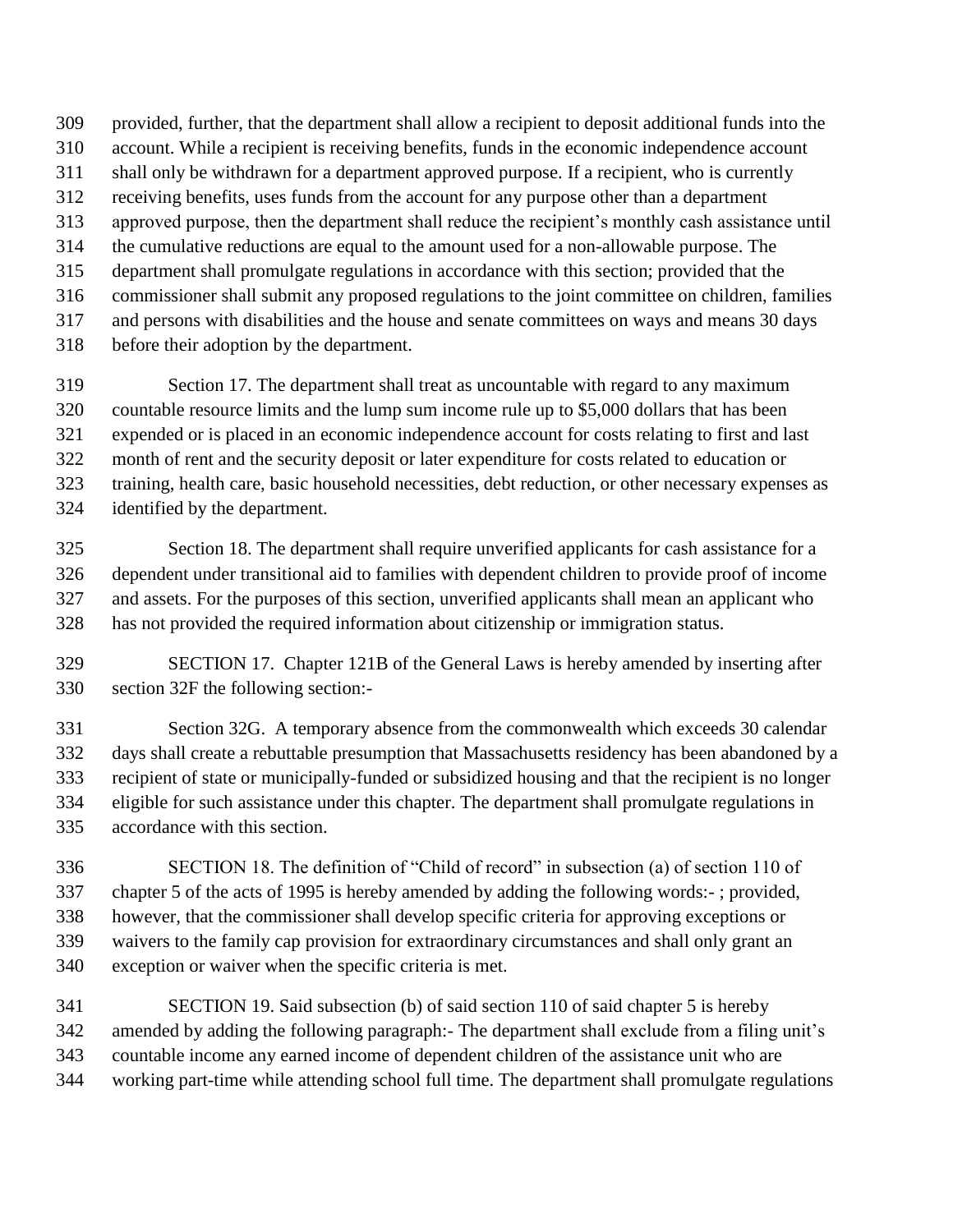provided, further, that the department shall allow a recipient to deposit additional funds into the account. While a recipient is receiving benefits, funds in the economic independence account shall only be withdrawn for a department approved purpose. If a recipient, who is currently receiving benefits, uses funds from the account for any purpose other than a department approved purpose, then the department shall reduce the recipient's monthly cash assistance until the cumulative reductions are equal to the amount used for a non-allowable purpose. The department shall promulgate regulations in accordance with this section; provided that the commissioner shall submit any proposed regulations to the joint committee on children, families and persons with disabilities and the house and senate committees on ways and means 30 days before their adoption by the department.

Section 17. The department shall treat as uncountable with regard to any maximum countable resource limits and the lump sum income rule up to $5,000 dollars that has been expended or is placed in an economic independence account for costs relating to first and last month of rent and the security deposit or later expenditure for costs related to education or training, health care, basic household necessities, debt reduction, or other necessary expenses as identified by the department.

Section 18. The department shall require unverified applicants for cash assistance for a dependent under transitional aid to families with dependent children to provide proof of income and assets. For the purposes of this section, unverified applicants shall mean an applicant who has not provided the required information about citizenship or immigration status.

SECTION 17. Chapter 121B of the General Laws is hereby amended by inserting after section 32F the following section:-

Section 32G. A temporary absence from the commonwealth which exceeds 30 calendar days shall create a rebuttable presumption that Massachusetts residency has been abandoned by a recipient of state or municipally-funded or subsidized housing and that the recipient is no longer eligible for such assistance under this chapter. The department shall promulgate regulations in accordance with this section.

SECTION 18. The definition of "Child of record" in subsection (a) of section 110 of chapter 5 of the acts of 1995 is hereby amended by adding the following words:- ; provided, however, that the commissioner shall develop specific criteria for approving exceptions or waivers to the family cap provision for extraordinary circumstances and shall only grant an exception or waiver when the specific criteria is met.

SECTION 19. Said subsection (b) of said section 110 of said chapter 5 is hereby amended by adding the following paragraph:- The department shall exclude from a filing unit's countable income any earned income of dependent children of the assistance unit who are working part-time while attending school full time. The department shall promulgate regulations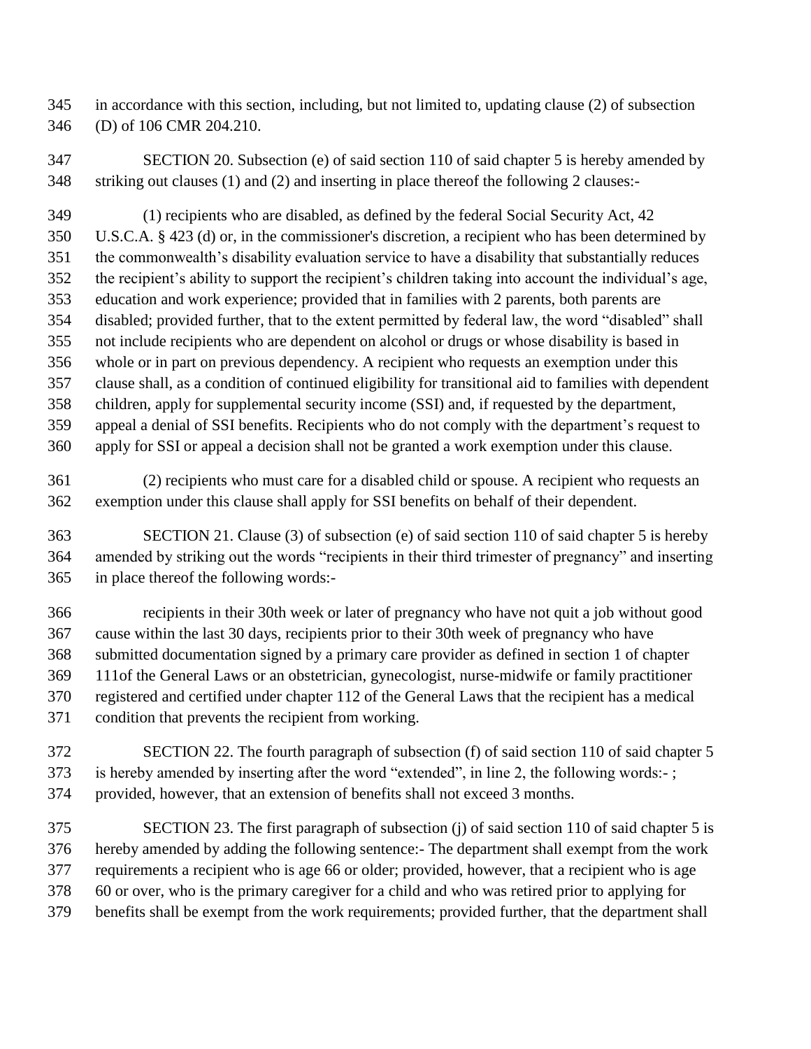in accordance with this section, including, but not limited to, updating clause (2) of subsection (D) of 106 CMR 204.210.

SECTION 20. Subsection (e) of said section 110 of said chapter 5 is hereby amended by striking out clauses (1) and (2) and inserting in place thereof the following 2 clauses:-

(1) recipients who are disabled, as defined by the federal Social Security Act, 42 U.S.C.A. § 423 (d) or, in the commissioner's discretion, a recipient who has been determined by the commonwealth's disability evaluation service to have a disability that substantially reduces the recipient's ability to support the recipient's children taking into account the individual's age, education and work experience; provided that in families with 2 parents, both parents are disabled; provided further, that to the extent permitted by federal law, the word "disabled" shall not include recipients who are dependent on alcohol or drugs or whose disability is based in whole or in part on previous dependency. A recipient who requests an exemption under this clause shall, as a condition of continued eligibility for transitional aid to families with dependent children, apply for supplemental security income (SSI) and, if requested by the department, appeal a denial of SSI benefits. Recipients who do not comply with the department's request to apply for SSI or appeal a decision shall not be granted a work exemption under this clause.

(2) recipients who must care for a disabled child or spouse. A recipient who requests an exemption under this clause shall apply for SSI benefits on behalf of their dependent.

SECTION 21. Clause (3) of subsection (e) of said section 110 of said chapter 5 is hereby amended by striking out the words "recipients in their third trimester of pregnancy" and inserting in place thereof the following words:-

recipients in their 30th week or later of pregnancy who have not quit a job without good cause within the last 30 days, recipients prior to their 30th week of pregnancy who have submitted documentation signed by a primary care provider as defined in section 1 of chapter 111of the General Laws or an obstetrician, gynecologist, nurse-midwife or family practitioner registered and certified under chapter 112 of the General Laws that the recipient has a medical condition that prevents the recipient from working.

SECTION 22. The fourth paragraph of subsection (f) of said section 110 of said chapter 5 is hereby amended by inserting after the word "extended", in line 2, the following words:- ; provided, however, that an extension of benefits shall not exceed 3 months.

SECTION 23. The first paragraph of subsection (j) of said section 110 of said chapter 5 is hereby amended by adding the following sentence:- The department shall exempt from the work requirements a recipient who is age 66 or older; provided, however, that a recipient who is age 60 or over, who is the primary caregiver for a child and who was retired prior to applying for benefits shall be exempt from the work requirements; provided further, that the department shall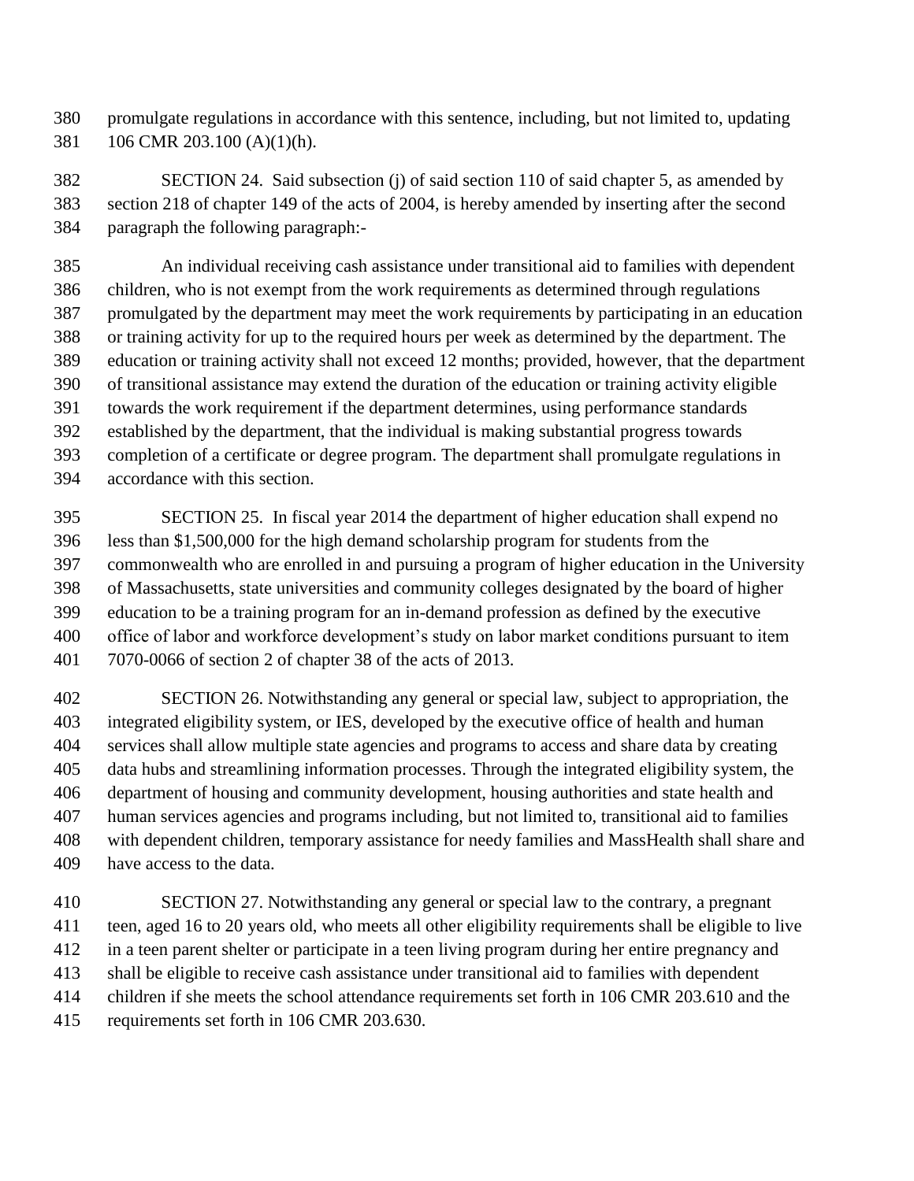promulgate regulations in accordance with this sentence, including, but not limited to, updating 106 CMR 203.100 (A)(1)(h).

SECTION 24. Said subsection (j) of said section 110 of said chapter 5, as amended by section 218 of chapter 149 of the acts of 2004, is hereby amended by inserting after the second paragraph the following paragraph:-

An individual receiving cash assistance under transitional aid to families with dependent children, who is not exempt from the work requirements as determined through regulations promulgated by the department may meet the work requirements by participating in an education or training activity for up to the required hours per week as determined by the department. The education or training activity shall not exceed 12 months; provided, however, that the department of transitional assistance may extend the duration of the education or training activity eligible towards the work requirement if the department determines, using performance standards established by the department, that the individual is making substantial progress towards completion of a certificate or degree program. The department shall promulgate regulations in accordance with this section.

SECTION 25. In fiscal year 2014 the department of higher education shall expend no less than $1,500,000 for the high demand scholarship program for students from the commonwealth who are enrolled in and pursuing a program of higher education in the University of Massachusetts, state universities and community colleges designated by the board of higher education to be a training program for an in-demand profession as defined by the executive office of labor and workforce development's study on labor market conditions pursuant to item 7070-0066 of section 2 of chapter 38 of the acts of 2013.

SECTION 26. Notwithstanding any general or special law, subject to appropriation, the integrated eligibility system, or IES, developed by the executive office of health and human services shall allow multiple state agencies and programs to access and share data by creating data hubs and streamlining information processes. Through the integrated eligibility system, the department of housing and community development, housing authorities and state health and human services agencies and programs including, but not limited to, transitional aid to families with dependent children, temporary assistance for needy families and MassHealth shall share and have access to the data.

SECTION 27. Notwithstanding any general or special law to the contrary, a pregnant teen, aged 16 to 20 years old, who meets all other eligibility requirements shall be eligible to live in a teen parent shelter or participate in a teen living program during her entire pregnancy and shall be eligible to receive cash assistance under transitional aid to families with dependent children if she meets the school attendance requirements set forth in 106 CMR 203.610 and the requirements set forth in 106 CMR 203.630.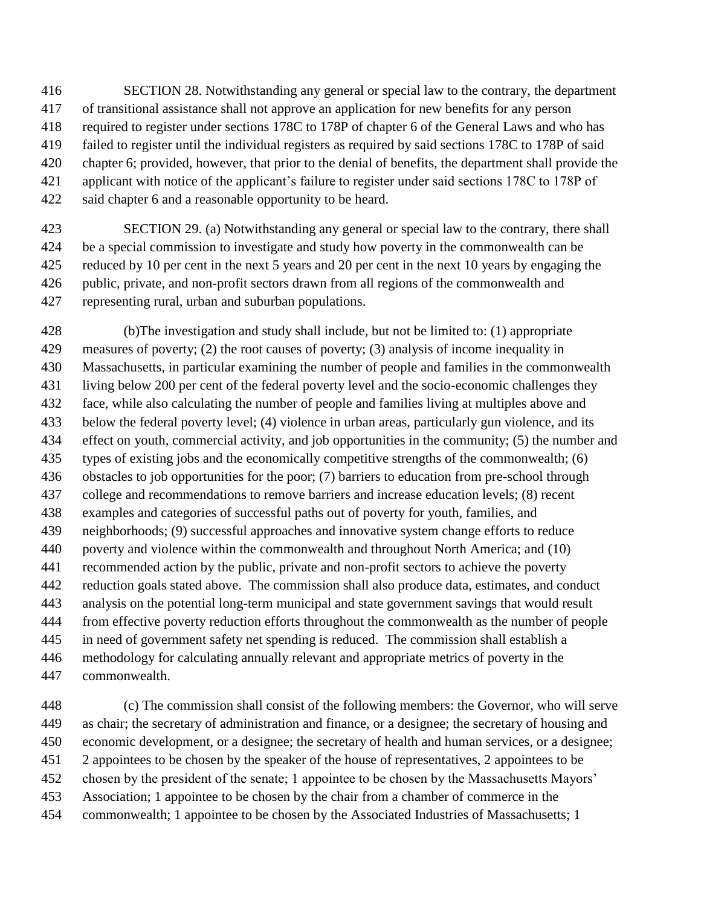SECTION 28. Notwithstanding any general or special law to the contrary, the department of transitional assistance shall not approve an application for new benefits for any person required to register under sections 178C to 178P of chapter 6 of the General Laws and who has failed to register until the individual registers as required by said sections 178C to 178P of said chapter 6; provided, however, that prior to the denial of benefits, the department shall provide the applicant with notice of the applicant's failure to register under said sections 178C to 178P of said chapter 6 and a reasonable opportunity to be heard.

SECTION 29. (a) Notwithstanding any general or special law to the contrary, there shall be a special commission to investigate and study how poverty in the commonwealth can be reduced by 10 per cent in the next 5 years and 20 per cent in the next 10 years by engaging the public, private, and non-profit sectors drawn from all regions of the commonwealth and representing rural, urban and suburban populations.

(b)The investigation and study shall include, but not be limited to: (1) appropriate measures of poverty; (2) the root causes of poverty; (3) analysis of income inequality in Massachusetts, in particular examining the number of people and families in the commonwealth living below 200 per cent of the federal poverty level and the socio-economic challenges they face, while also calculating the number of people and families living at multiples above and below the federal poverty level; (4) violence in urban areas, particularly gun violence, and its effect on youth, commercial activity, and job opportunities in the community; (5) the number and types of existing jobs and the economically competitive strengths of the commonwealth; (6) obstacles to job opportunities for the poor; (7) barriers to education from pre-school through college and recommendations to remove barriers and increase education levels; (8) recent examples and categories of successful paths out of poverty for youth, families, and neighborhoods; (9) successful approaches and innovative system change efforts to reduce poverty and violence within the commonwealth and throughout North America; and (10) recommended action by the public, private and non-profit sectors to achieve the poverty reduction goals stated above. The commission shall also produce data, estimates, and conduct analysis on the potential long-term municipal and state government savings that would result from effective poverty reduction efforts throughout the commonwealth as the number of people in need of government safety net spending is reduced. The commission shall establish a methodology for calculating annually relevant and appropriate metrics of poverty in the commonwealth.

(c) The commission shall consist of the following members: the Governor, who will serve as chair; the secretary of administration and finance, or a designee; the secretary of housing and economic development, or a designee; the secretary of health and human services, or a designee; 2 appointees to be chosen by the speaker of the house of representatives, 2 appointees to be chosen by the president of the senate; 1 appointee to be chosen by the Massachusetts Mayors' Association; 1 appointee to be chosen by the chair from a chamber of commerce in the commonwealth; 1 appointee to be chosen by the Associated Industries of Massachusetts; 1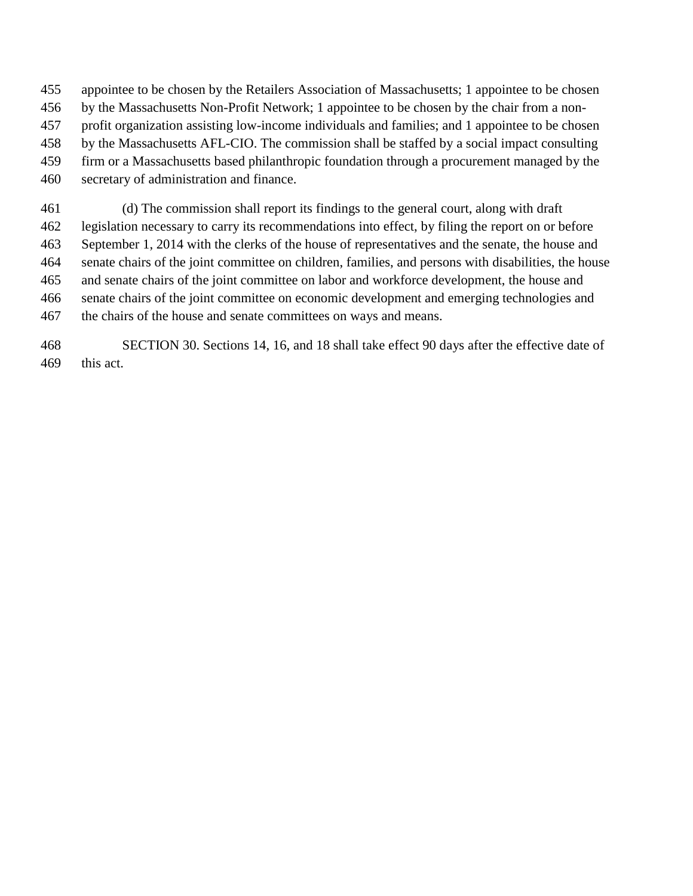appointee to be chosen by the Retailers Association of Massachusetts; 1 appointee to be chosen by the Massachusetts Non-Profit Network; 1 appointee to be chosen by the chair from a non-profit organization assisting low-income individuals and families; and 1 appointee to be chosen by the Massachusetts AFL-CIO. The commission shall be staffed by a social impact consulting firm or a Massachusetts based philanthropic foundation through a procurement managed by the secretary of administration and finance.

(d) The commission shall report its findings to the general court, along with draft legislation necessary to carry its recommendations into effect, by filing the report on or before September 1, 2014 with the clerks of the house of representatives and the senate, the house and senate chairs of the joint committee on children, families, and persons with disabilities, the house and senate chairs of the joint committee on labor and workforce development, the house and senate chairs of the joint committee on economic development and emerging technologies and the chairs of the house and senate committees on ways and means.

SECTION 30. Sections 14, 16, and 18 shall take effect 90 days after the effective date of this act.